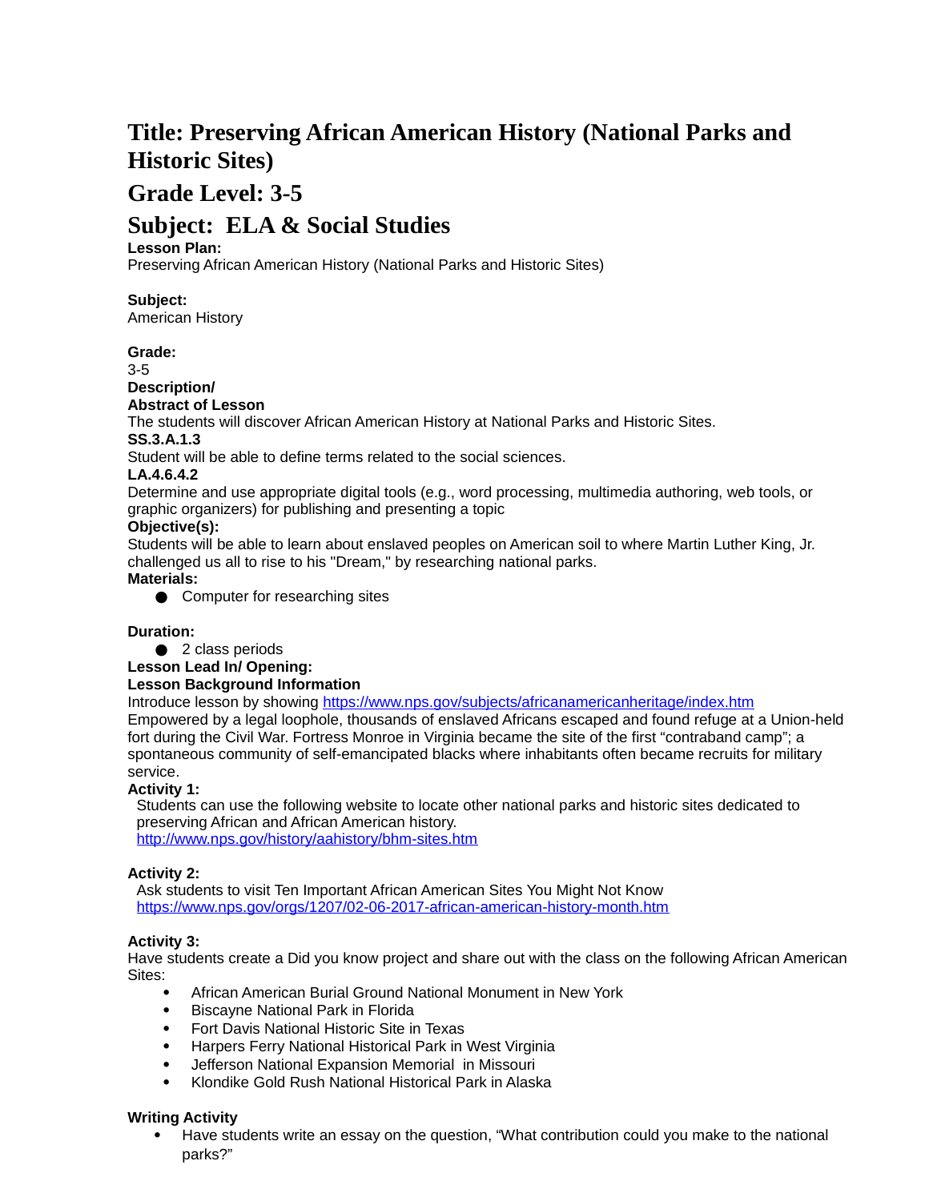# Title: Preserving African American History (National Parks and Historic Sites)

# Grade Level: 3-5

# Subject:  ELA & Social Studies

**Lesson Plan:**
Preserving African American History (National Parks and Historic Sites)

**Subject:**
American History

**Grade:**
3-5

**Description/ Abstract of Lesson**
The students will discover African American History at National Parks and Historic Sites.

**SS.3.A.1.3**
Student will be able to define terms related to the social sciences.

**LA.4.6.4.2**
Determine and use appropriate digital tools (e.g., word processing, multimedia authoring, web tools, or graphic organizers) for publishing and presenting a topic

**Objective(s):**
Students will be able to learn about enslaved peoples on American soil to where Martin Luther King, Jr. challenged us all to rise to his "Dream," by researching national parks.

**Materials:**

- Computer for researching sites

**Duration:**

- 2 class periods

**Lesson Lead In/ Opening:**

**Lesson Background Information**
Introduce lesson by showing https://www.nps.gov/subjects/africanamericanheritage/index.htm
Empowered by a legal loophole, thousands of enslaved Africans escaped and found refuge at a Union-held fort during the Civil War. Fortress Monroe in Virginia became the site of the first “contraband camp”; a spontaneous community of self-emancipated blacks where inhabitants often became recruits for military service.

**Activity 1:**
Students can use the following website to locate other national parks and historic sites dedicated to preserving African and African American history.
http://www.nps.gov/history/aahistory/bhm-sites.htm

**Activity 2:**
Ask students to visit Ten Important African American Sites You Might Not Know
https://www.nps.gov/orgs/1207/02-06-2017-african-american-history-month.htm

**Activity 3:**
Have students create a Did you know project and share out with the class on the following African American Sites:

- African American Burial Ground National Monument in New York
- Biscayne National Park in Florida
- Fort Davis National Historic Site in Texas
- Harpers Ferry National Historical Park in West Virginia
- Jefferson National Expansion Memorial  in Missouri
- Klondike Gold Rush National Historical Park in Alaska

**Writing Activity**

- Have students write an essay on the question, “What contribution could you make to the national parks?”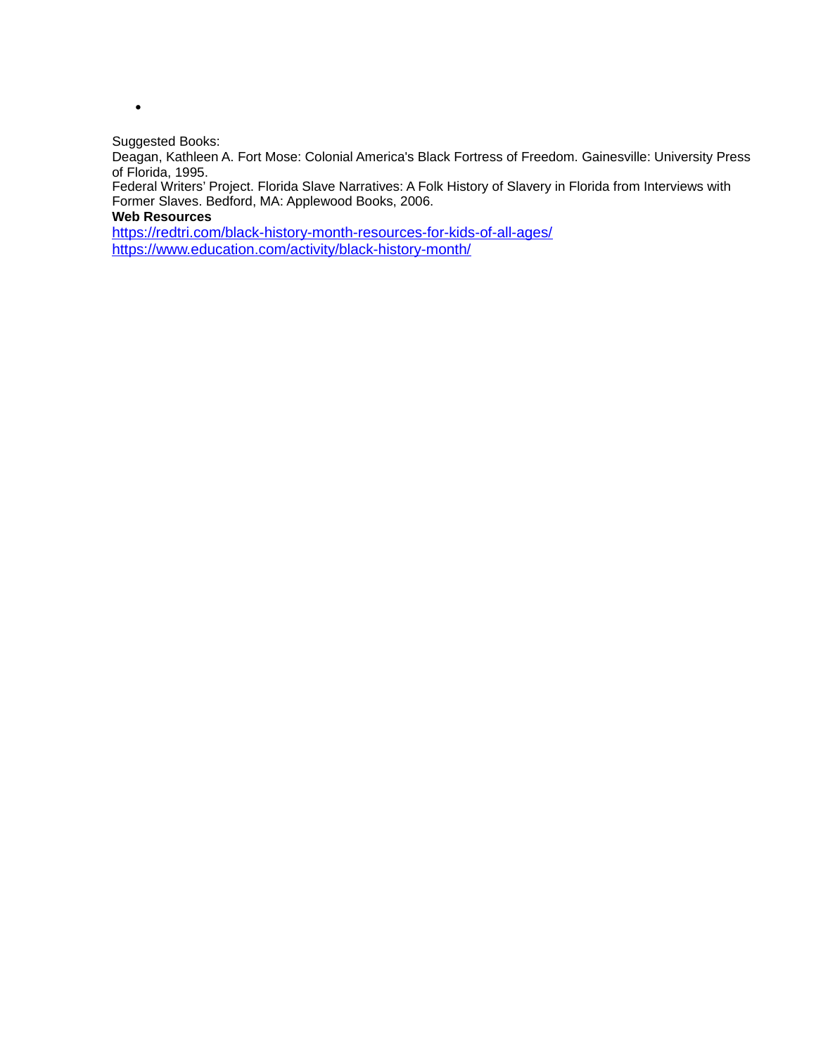-

Suggested Books:

Deagan, Kathleen A. Fort Mose: Colonial America's Black Fortress of Freedom. Gainesville: University Press of Florida, 1995.

Federal Writers' Project. Florida Slave Narratives: A Folk History of Slavery in Florida from Interviews with Former Slaves. Bedford, MA: Applewood Books, 2006.

**Web Resources**

https://redtri.com/black-history-month-resources-for-kids-of-all-ages/

https://www.education.com/activity/black-history-month/